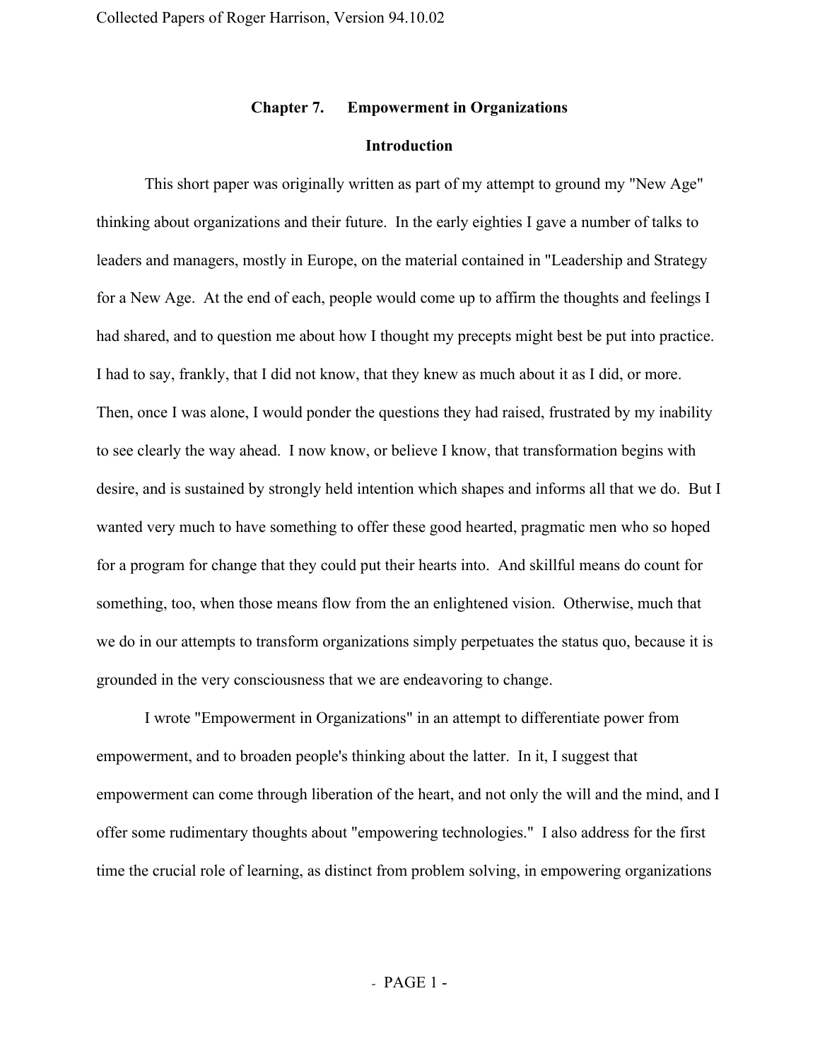# Chapter 7. Empowerment in Organizations

## Introduction

This short paper was originally written as part of my attempt to ground my "New Age" thinking about organizations and their future. In the early eighties I gave a number of talks to leaders and managers, mostly in Europe, on the material contained in "Leadership and Strategy for a New Age. At the end of each, people would come up to affirm the thoughts and feelings I had shared, and to question me about how I thought my precepts might best be put into practice. I had to say, frankly, that I did not know, that they knew as much about it as I did, or more. Then, once I was alone, I would ponder the questions they had raised, frustrated by my inability to see clearly the way ahead. I now know, or believe I know, that transformation begins with desire, and is sustained by strongly held intention which shapes and informs all that we do. But I wanted very much to have something to offer these good hearted, pragmatic men who so hoped for a program for change that they could put their hearts into. And skillful means do count for something, too, when those means flow from the an enlightened vision. Otherwise, much that we do in our attempts to transform organizations simply perpetuates the status quo, because it is grounded in the very consciousness that we are endeavoring to change.

I wrote "Empowerment in Organizations" in an attempt to differentiate power from empowerment, and to broaden people's thinking about the latter. In it, I suggest that empowerment can come through liberation of the heart, and not only the will and the mind, and I offer some rudimentary thoughts about "empowering technologies." I also address for the first time the crucial role of learning, as distinct from problem solving, in empowering organizations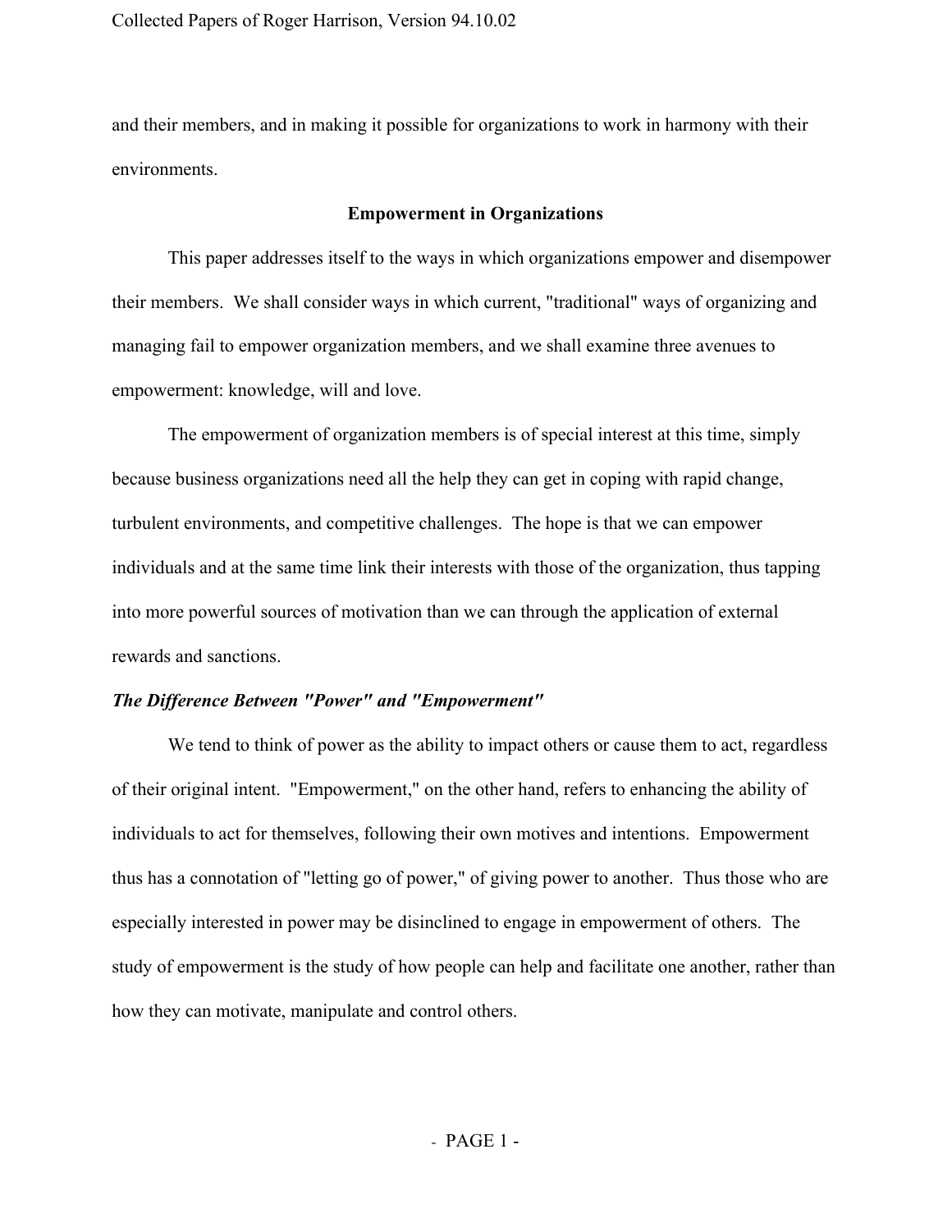and their members, and in making it possible for organizations to work in harmony with their environments.

## Empowerment in Organizations

This paper addresses itself to the ways in which organizations empower and disempower their members. We shall consider ways in which current, "traditional" ways of organizing and managing fail to empower organization members, and we shall examine three avenues to empowerment: knowledge, will and love.

The empowerment of organization members is of special interest at this time, simply because business organizations need all the help they can get in coping with rapid change, turbulent environments, and competitive challenges. The hope is that we can empower individuals and at the same time link their interests with those of the organization, thus tapping into more powerful sources of motivation than we can through the application of external rewards and sanctions.

### *The Difference Between "Power" and "Empowerment"*

We tend to think of power as the ability to impact others or cause them to act, regardless of their original intent. "Empowerment," on the other hand, refers to enhancing the ability of individuals to act for themselves, following their own motives and intentions. Empowerment thus has a connotation of "letting go of power," of giving power to another. Thus those who are especially interested in power may be disinclined to engage in empowerment of others. The study of empowerment is the study of how people can help and facilitate one another, rather than how they can motivate, manipulate and control others.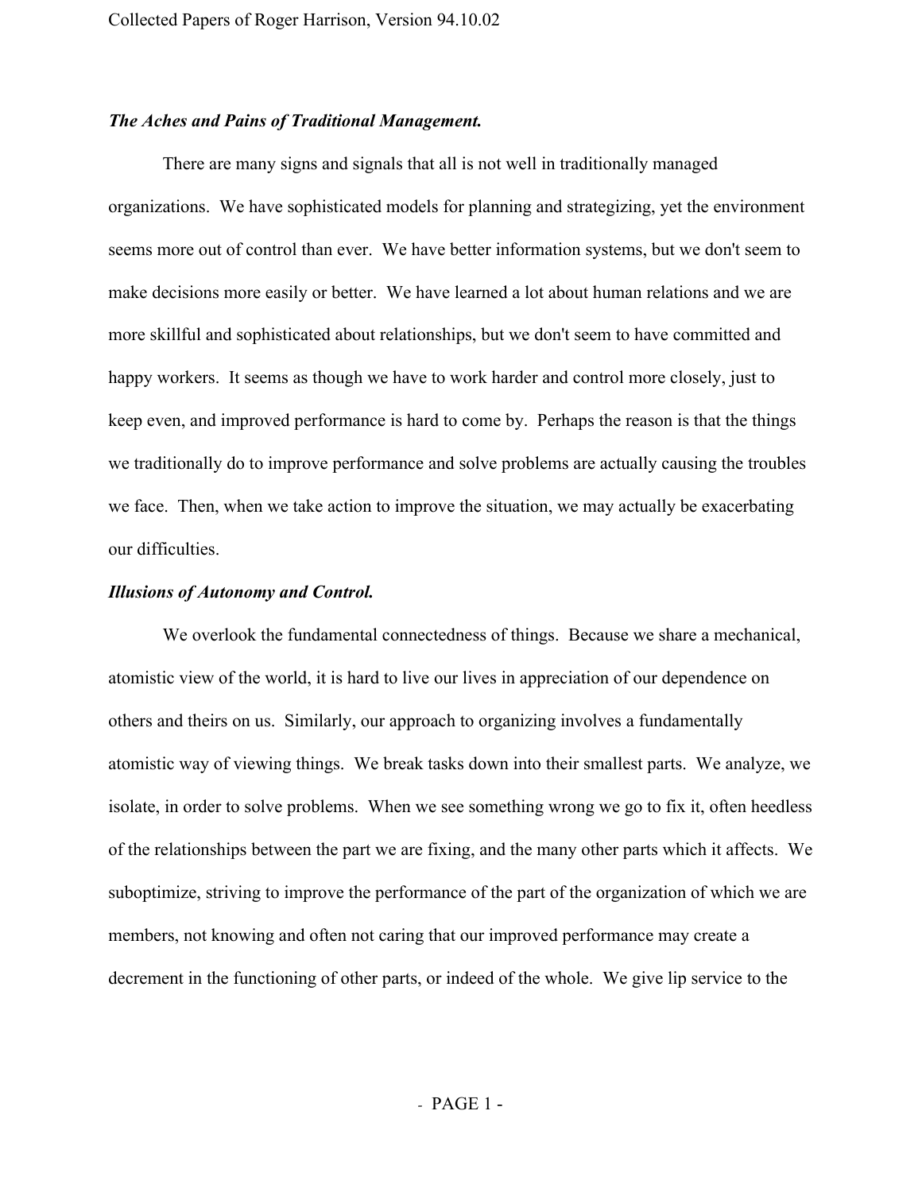***The Aches and Pains of Traditional Management.***

There are many signs and signals that all is not well in traditionally managed organizations. We have sophisticated models for planning and strategizing, yet the environment seems more out of control than ever. We have better information systems, but we don't seem to make decisions more easily or better. We have learned a lot about human relations and we are more skillful and sophisticated about relationships, but we don't seem to have committed and happy workers. It seems as though we have to work harder and control more closely, just to keep even, and improved performance is hard to come by. Perhaps the reason is that the things we traditionally do to improve performance and solve problems are actually causing the troubles we face. Then, when we take action to improve the situation, we may actually be exacerbating our difficulties.

***Illusions of Autonomy and Control.***

We overlook the fundamental connectedness of things. Because we share a mechanical, atomistic view of the world, it is hard to live our lives in appreciation of our dependence on others and theirs on us. Similarly, our approach to organizing involves a fundamentally atomistic way of viewing things. We break tasks down into their smallest parts. We analyze, we isolate, in order to solve problems. When we see something wrong we go to fix it, often heedless of the relationships between the part we are fixing, and the many other parts which it affects. We suboptimize, striving to improve the performance of the part of the organization of which we are members, not knowing and often not caring that our improved performance may create a decrement in the functioning of other parts, or indeed of the whole. We give lip service to the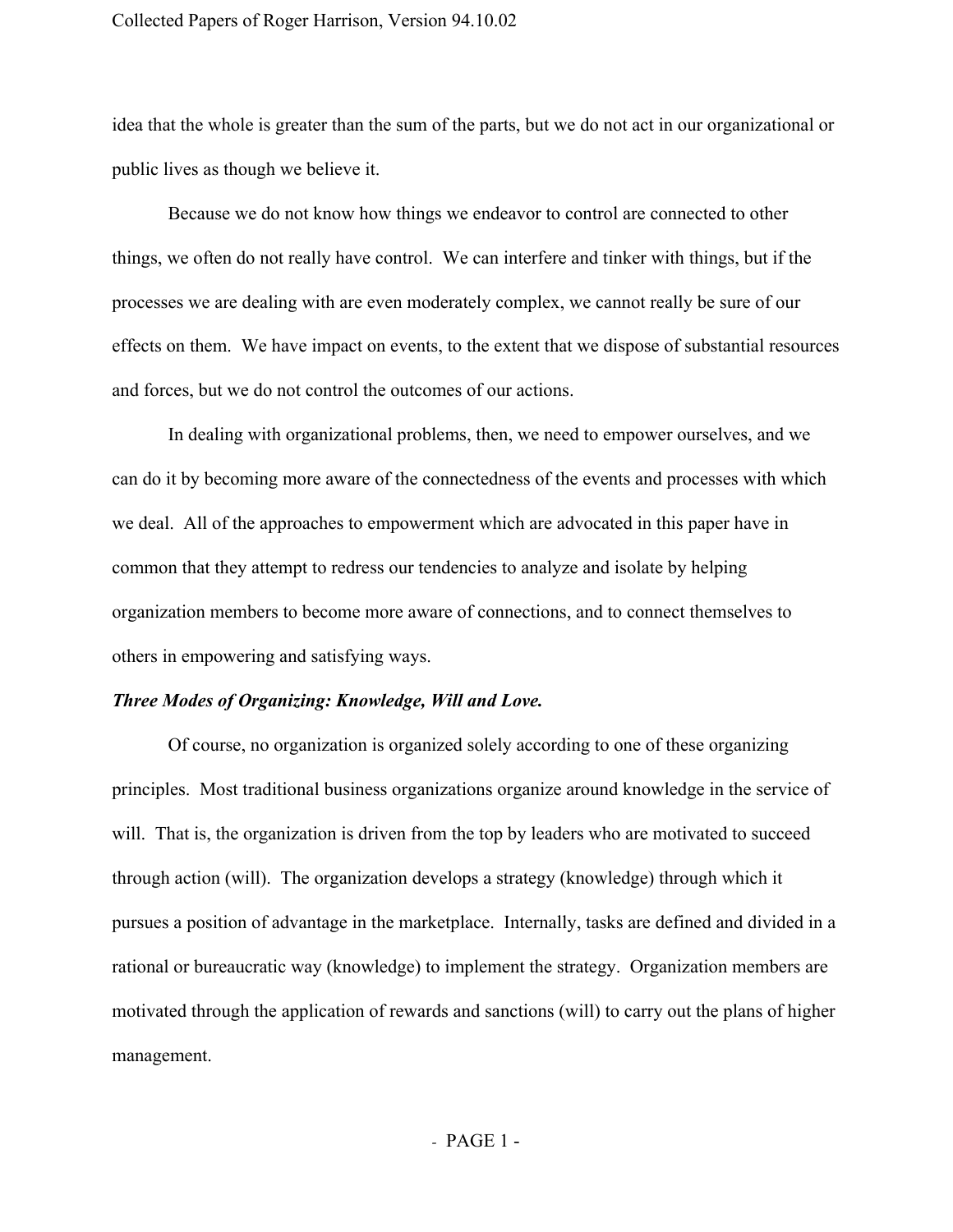idea that the whole is greater than the sum of the parts, but we do not act in our organizational or public lives as though we believe it.

Because we do not know how things we endeavor to control are connected to other things, we often do not really have control. We can interfere and tinker with things, but if the processes we are dealing with are even moderately complex, we cannot really be sure of our effects on them. We have impact on events, to the extent that we dispose of substantial resources and forces, but we do not control the outcomes of our actions.

In dealing with organizational problems, then, we need to empower ourselves, and we can do it by becoming more aware of the connectedness of the events and processes with which we deal. All of the approaches to empowerment which are advocated in this paper have in common that they attempt to redress our tendencies to analyze and isolate by helping organization members to become more aware of connections, and to connect themselves to others in empowering and satisfying ways.

***Three Modes of Organizing: Knowledge, Will and Love.***

Of course, no organization is organized solely according to one of these organizing principles. Most traditional business organizations organize around knowledge in the service of will. That is, the organization is driven from the top by leaders who are motivated to succeed through action (will). The organization develops a strategy (knowledge) through which it pursues a position of advantage in the marketplace. Internally, tasks are defined and divided in a rational or bureaucratic way (knowledge) to implement the strategy. Organization members are motivated through the application of rewards and sanctions (will) to carry out the plans of higher management.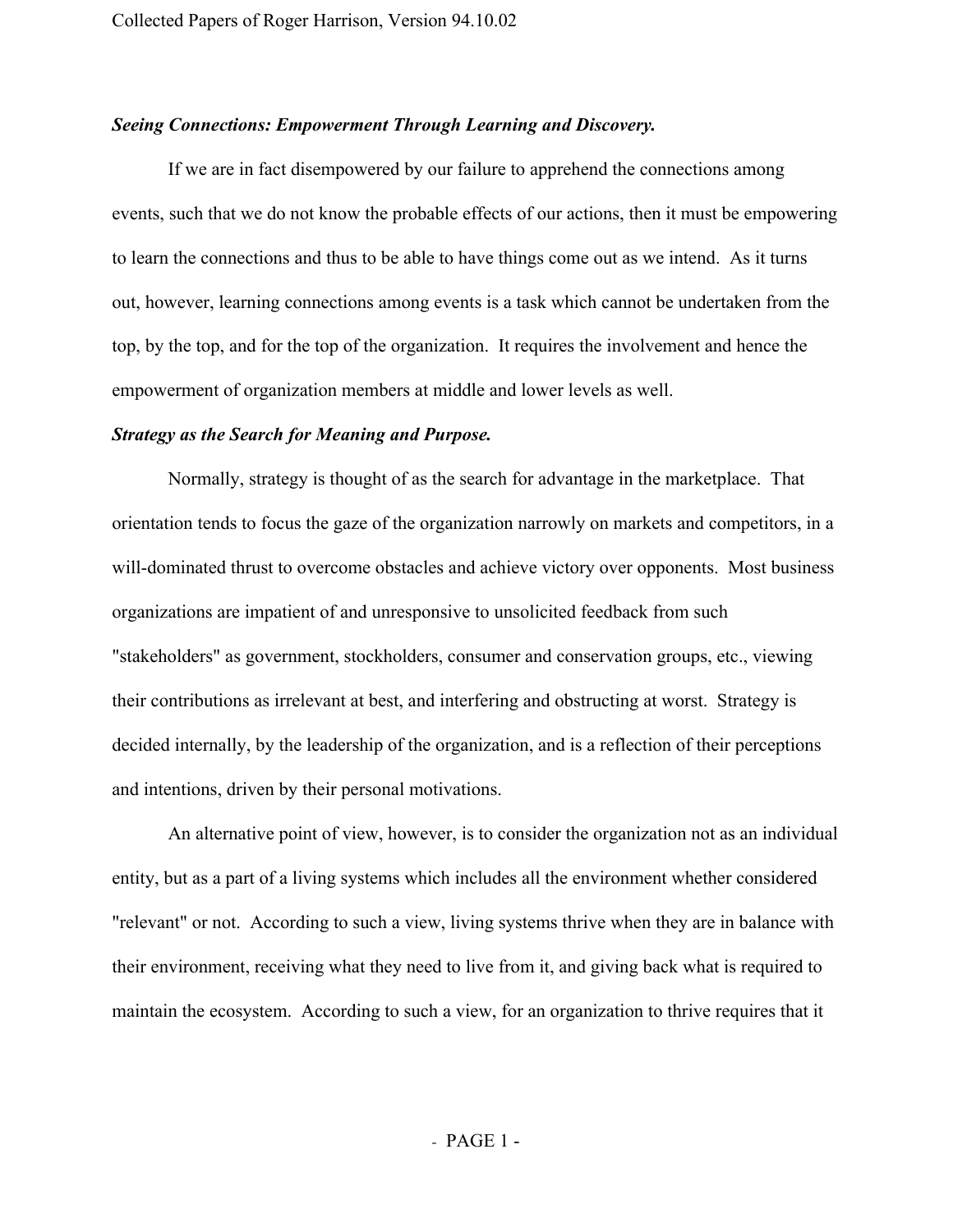***Seeing Connections: Empowerment Through Learning and Discovery.***

If we are in fact disempowered by our failure to apprehend the connections among events, such that we do not know the probable effects of our actions, then it must be empowering to learn the connections and thus to be able to have things come out as we intend. As it turns out, however, learning connections among events is a task which cannot be undertaken from the top, by the top, and for the top of the organization. It requires the involvement and hence the empowerment of organization members at middle and lower levels as well.

***Strategy as the Search for Meaning and Purpose.***

Normally, strategy is thought of as the search for advantage in the marketplace. That orientation tends to focus the gaze of the organization narrowly on markets and competitors, in a will-dominated thrust to overcome obstacles and achieve victory over opponents. Most business organizations are impatient of and unresponsive to unsolicited feedback from such "stakeholders" as government, stockholders, consumer and conservation groups, etc., viewing their contributions as irrelevant at best, and interfering and obstructing at worst. Strategy is decided internally, by the leadership of the organization, and is a reflection of their perceptions and intentions, driven by their personal motivations.

An alternative point of view, however, is to consider the organization not as an individual entity, but as a part of a living systems which includes all the environment whether considered "relevant" or not. According to such a view, living systems thrive when they are in balance with their environment, receiving what they need to live from it, and giving back what is required to maintain the ecosystem. According to such a view, for an organization to thrive requires that it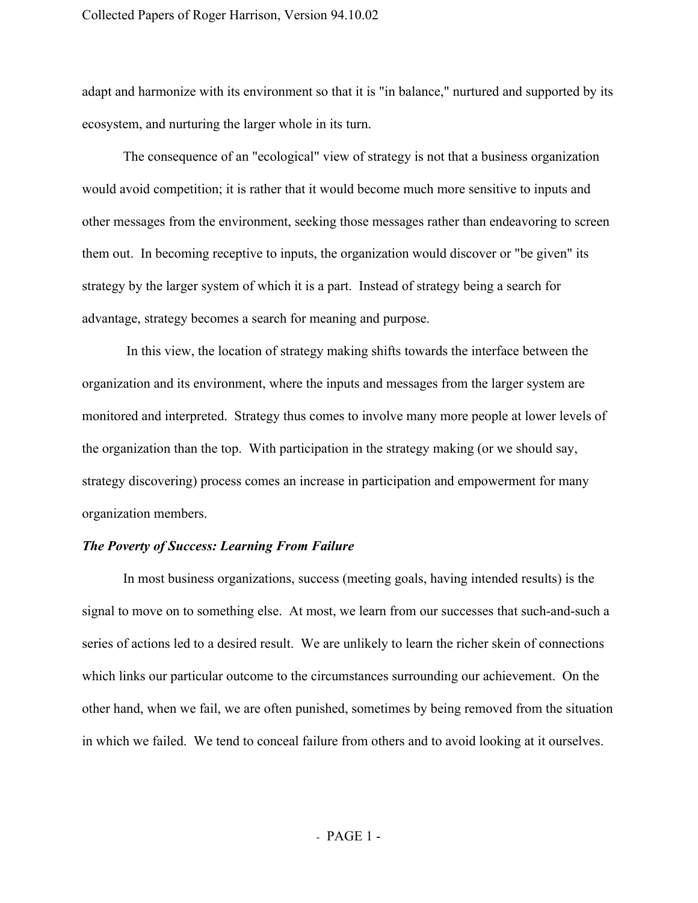adapt and harmonize with its environment so that it is "in balance," nurtured and supported by its ecosystem, and nurturing the larger whole in its turn.

The consequence of an "ecological" view of strategy is not that a business organization would avoid competition; it is rather that it would become much more sensitive to inputs and other messages from the environment, seeking those messages rather than endeavoring to screen them out. In becoming receptive to inputs, the organization would discover or "be given" its strategy by the larger system of which it is a part. Instead of strategy being a search for advantage, strategy becomes a search for meaning and purpose.

In this view, the location of strategy making shifts towards the interface between the organization and its environment, where the inputs and messages from the larger system are monitored and interpreted. Strategy thus comes to involve many more people at lower levels of the organization than the top. With participation in the strategy making (or we should say, strategy discovering) process comes an increase in participation and empowerment for many organization members.

***The Poverty of Success: Learning From Failure***

In most business organizations, success (meeting goals, having intended results) is the signal to move on to something else. At most, we learn from our successes that such-and-such a series of actions led to a desired result. We are unlikely to learn the richer skein of connections which links our particular outcome to the circumstances surrounding our achievement. On the other hand, when we fail, we are often punished, sometimes by being removed from the situation in which we failed. We tend to conceal failure from others and to avoid looking at it ourselves.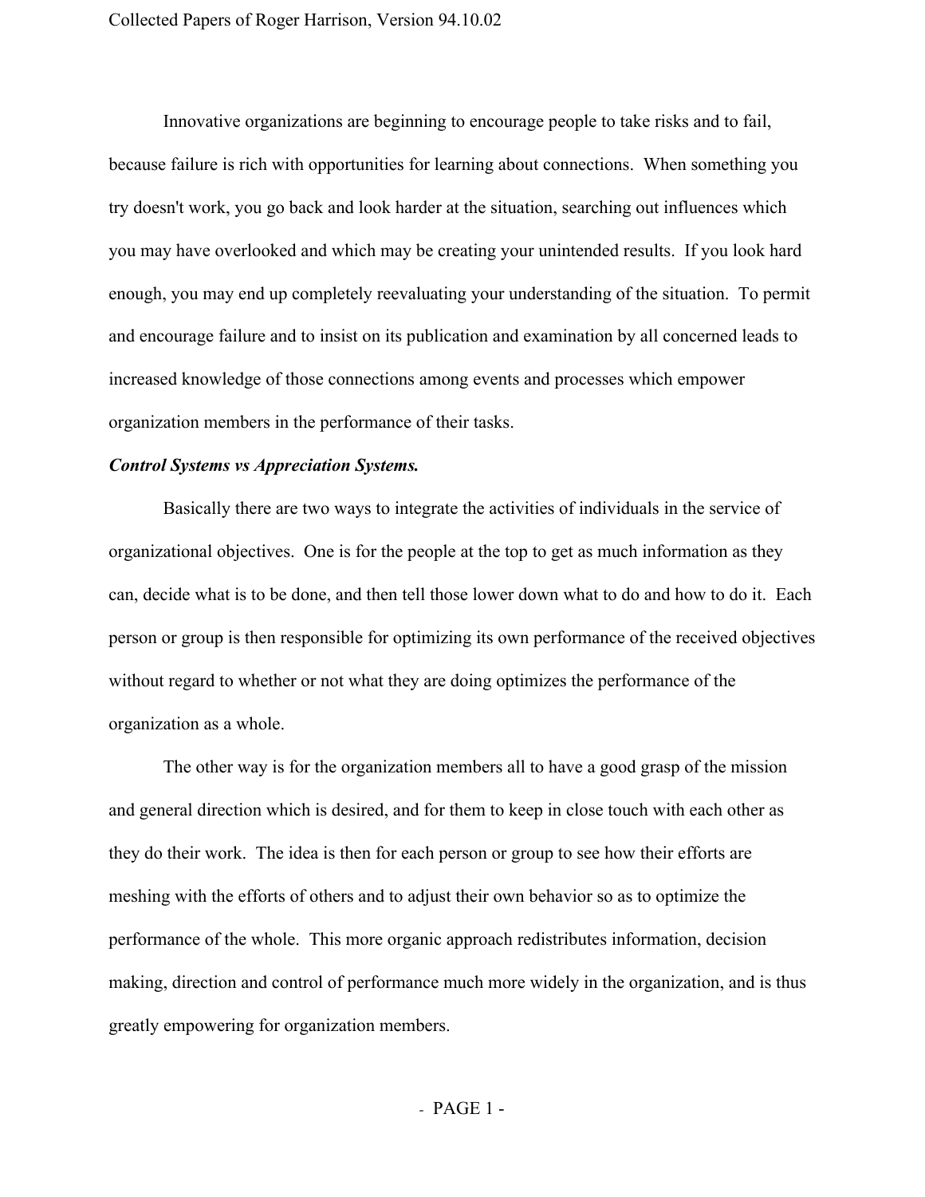Innovative organizations are beginning to encourage people to take risks and to fail, because failure is rich with opportunities for learning about connections. When something you try doesn't work, you go back and look harder at the situation, searching out influences which you may have overlooked and which may be creating your unintended results. If you look hard enough, you may end up completely reevaluating your understanding of the situation. To permit and encourage failure and to insist on its publication and examination by all concerned leads to increased knowledge of those connections among events and processes which empower organization members in the performance of their tasks.

***Control Systems vs Appreciation Systems.***

Basically there are two ways to integrate the activities of individuals in the service of organizational objectives. One is for the people at the top to get as much information as they can, decide what is to be done, and then tell those lower down what to do and how to do it. Each person or group is then responsible for optimizing its own performance of the received objectives without regard to whether or not what they are doing optimizes the performance of the organization as a whole.

The other way is for the organization members all to have a good grasp of the mission and general direction which is desired, and for them to keep in close touch with each other as they do their work. The idea is then for each person or group to see how their efforts are meshing with the efforts of others and to adjust their own behavior so as to optimize the performance of the whole. This more organic approach redistributes information, decision making, direction and control of performance much more widely in the organization, and is thus greatly empowering for organization members.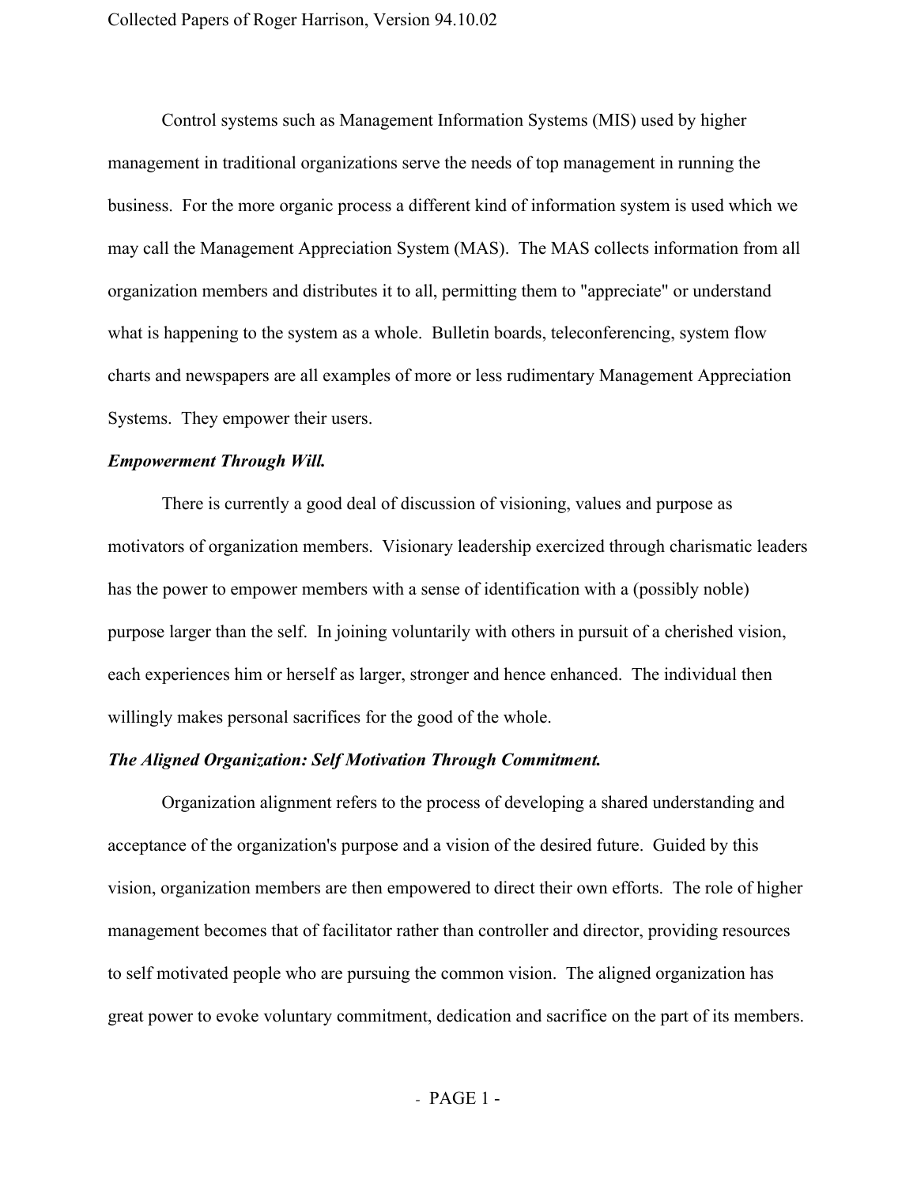Control systems such as Management Information Systems (MIS) used by higher management in traditional organizations serve the needs of top management in running the business. For the more organic process a different kind of information system is used which we may call the Management Appreciation System (MAS). The MAS collects information from all organization members and distributes it to all, permitting them to "appreciate" or understand what is happening to the system as a whole. Bulletin boards, teleconferencing, system flow charts and newspapers are all examples of more or less rudimentary Management Appreciation Systems. They empower their users.

***Empowerment Through Will.***

There is currently a good deal of discussion of visioning, values and purpose as motivators of organization members. Visionary leadership exercized through charismatic leaders has the power to empower members with a sense of identification with a (possibly noble) purpose larger than the self. In joining voluntarily with others in pursuit of a cherished vision, each experiences him or herself as larger, stronger and hence enhanced. The individual then willingly makes personal sacrifices for the good of the whole.

***The Aligned Organization: Self Motivation Through Commitment.***

Organization alignment refers to the process of developing a shared understanding and acceptance of the organization's purpose and a vision of the desired future. Guided by this vision, organization members are then empowered to direct their own efforts. The role of higher management becomes that of facilitator rather than controller and director, providing resources to self motivated people who are pursuing the common vision. The aligned organization has great power to evoke voluntary commitment, dedication and sacrifice on the part of its members.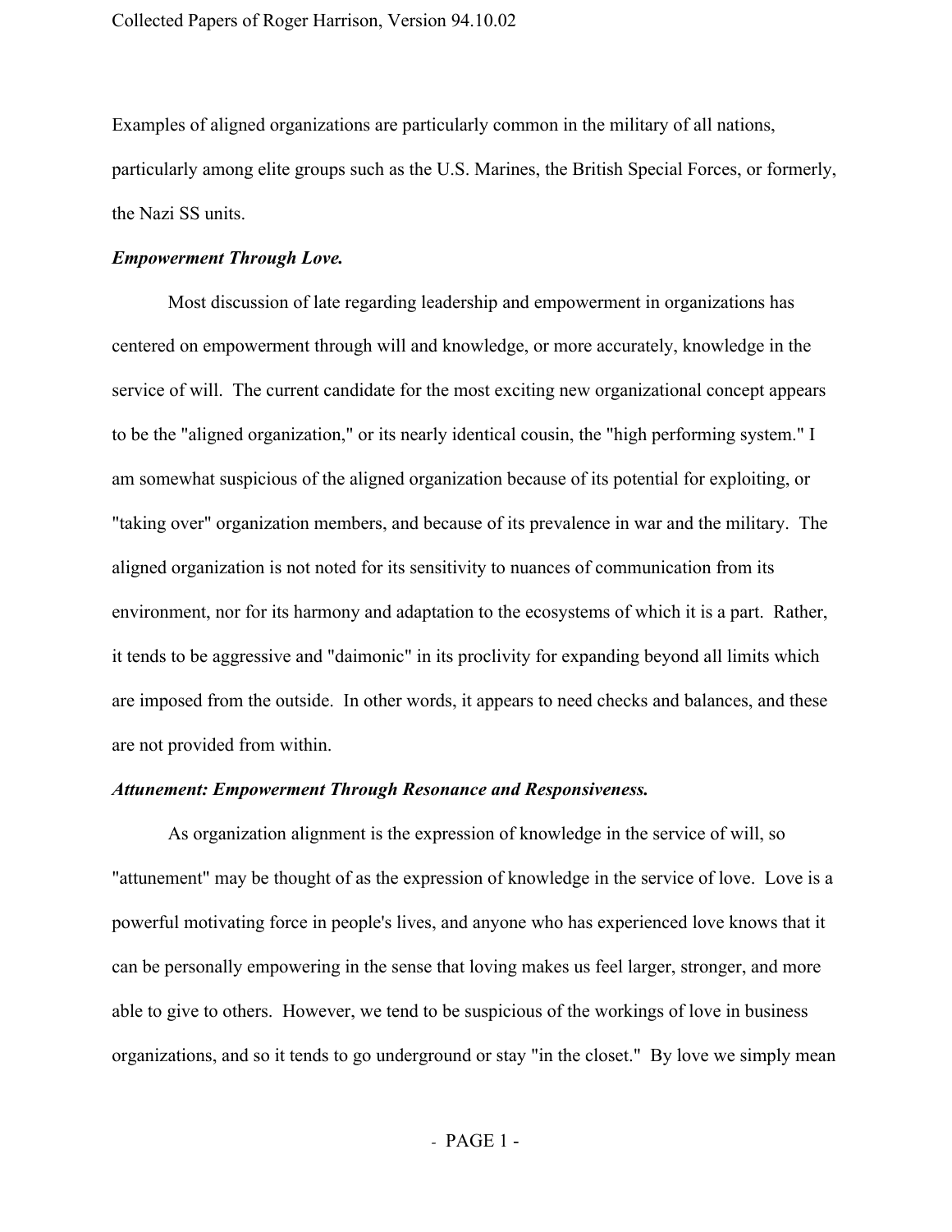Examples of aligned organizations are particularly common in the military of all nations, particularly among elite groups such as the U.S. Marines, the British Special Forces, or formerly, the Nazi SS units.

***Empowerment Through Love.***

Most discussion of late regarding leadership and empowerment in organizations has centered on empowerment through will and knowledge, or more accurately, knowledge in the service of will. The current candidate for the most exciting new organizational concept appears to be the "aligned organization," or its nearly identical cousin, the "high performing system." I am somewhat suspicious of the aligned organization because of its potential for exploiting, or "taking over" organization members, and because of its prevalence in war and the military. The aligned organization is not noted for its sensitivity to nuances of communication from its environment, nor for its harmony and adaptation to the ecosystems of which it is a part. Rather, it tends to be aggressive and "daimonic" in its proclivity for expanding beyond all limits which are imposed from the outside. In other words, it appears to need checks and balances, and these are not provided from within.

***Attunement: Empowerment Through Resonance and Responsiveness.***

As organization alignment is the expression of knowledge in the service of will, so "attunement" may be thought of as the expression of knowledge in the service of love. Love is a powerful motivating force in people's lives, and anyone who has experienced love knows that it can be personally empowering in the sense that loving makes us feel larger, stronger, and more able to give to others. However, we tend to be suspicious of the workings of love in business organizations, and so it tends to go underground or stay "in the closet." By love we simply mean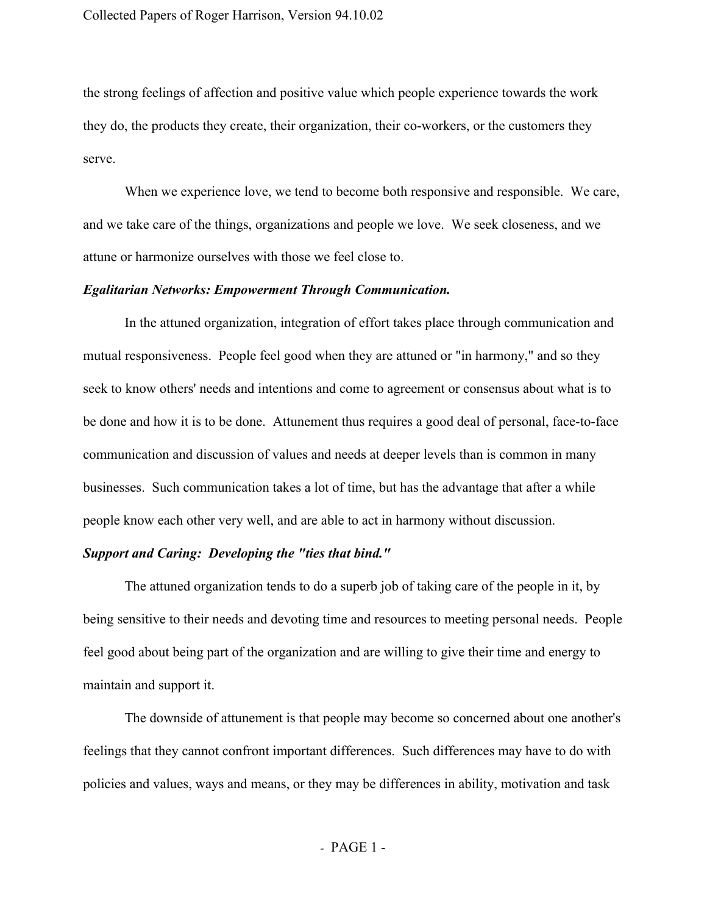the strong feelings of affection and positive value which people experience towards the work they do, the products they create, their organization, their co-workers, or the customers they serve.

When we experience love, we tend to become both responsive and responsible. We care, and we take care of the things, organizations and people we love. We seek closeness, and we attune or harmonize ourselves with those we feel close to.

***Egalitarian Networks: Empowerment Through Communication.***

In the attuned organization, integration of effort takes place through communication and mutual responsiveness. People feel good when they are attuned or "in harmony," and so they seek to know others' needs and intentions and come to agreement or consensus about what is to be done and how it is to be done. Attunement thus requires a good deal of personal, face-to-face communication and discussion of values and needs at deeper levels than is common in many businesses. Such communication takes a lot of time, but has the advantage that after a while people know each other very well, and are able to act in harmony without discussion.

***Support and Caring: Developing the "ties that bind."***

The attuned organization tends to do a superb job of taking care of the people in it, by being sensitive to their needs and devoting time and resources to meeting personal needs. People feel good about being part of the organization and are willing to give their time and energy to maintain and support it.

The downside of attunement is that people may become so concerned about one another's feelings that they cannot confront important differences. Such differences may have to do with policies and values, ways and means, or they may be differences in ability, motivation and task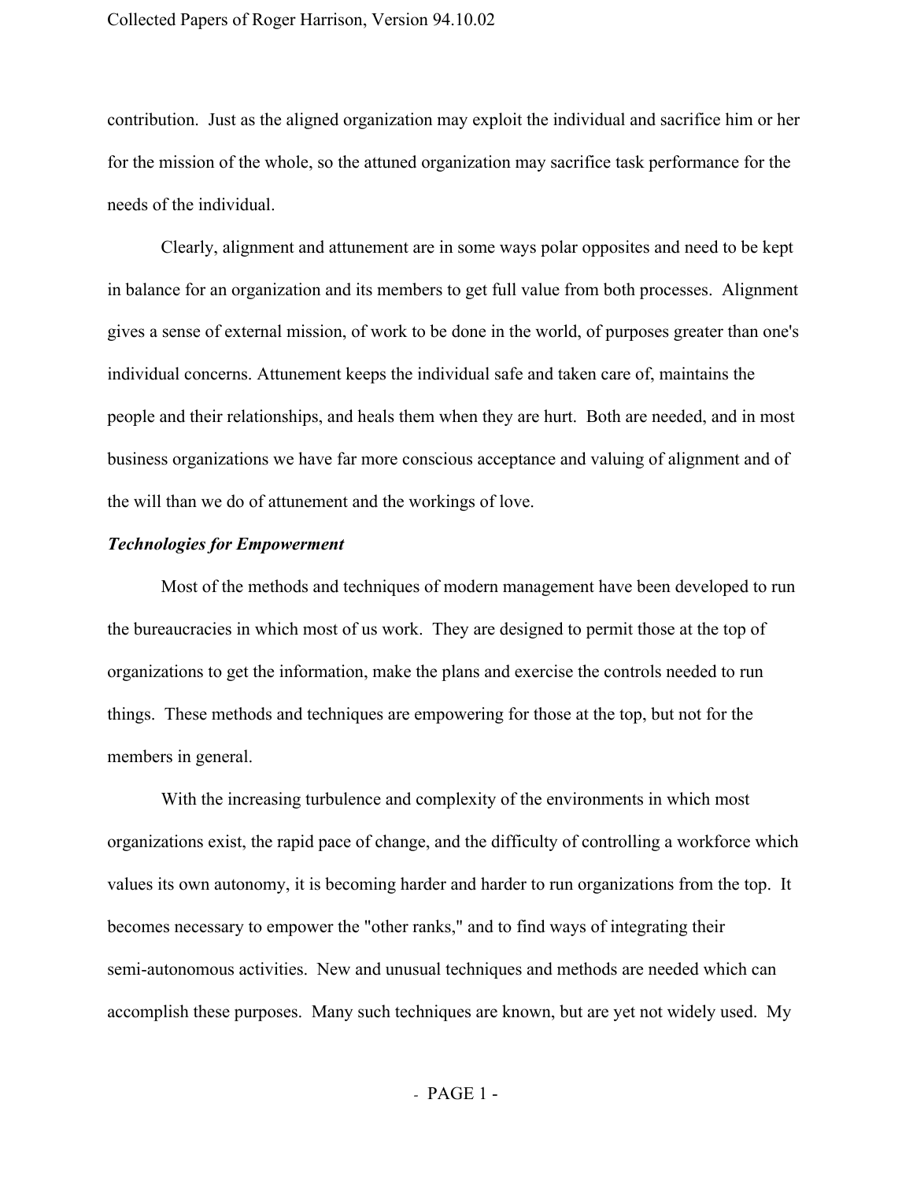contribution. Just as the aligned organization may exploit the individual and sacrifice him or her for the mission of the whole, so the attuned organization may sacrifice task performance for the needs of the individual.

Clearly, alignment and attunement are in some ways polar opposites and need to be kept in balance for an organization and its members to get full value from both processes. Alignment gives a sense of external mission, of work to be done in the world, of purposes greater than one's individual concerns. Attunement keeps the individual safe and taken care of, maintains the people and their relationships, and heals them when they are hurt. Both are needed, and in most business organizations we have far more conscious acceptance and valuing of alignment and of the will than we do of attunement and the workings of love.

***Technologies for Empowerment***

Most of the methods and techniques of modern management have been developed to run the bureaucracies in which most of us work. They are designed to permit those at the top of organizations to get the information, make the plans and exercise the controls needed to run things. These methods and techniques are empowering for those at the top, but not for the members in general.

With the increasing turbulence and complexity of the environments in which most organizations exist, the rapid pace of change, and the difficulty of controlling a workforce which values its own autonomy, it is becoming harder and harder to run organizations from the top. It becomes necessary to empower the "other ranks," and to find ways of integrating their semi-autonomous activities. New and unusual techniques and methods are needed which can accomplish these purposes. Many such techniques are known, but are yet not widely used. My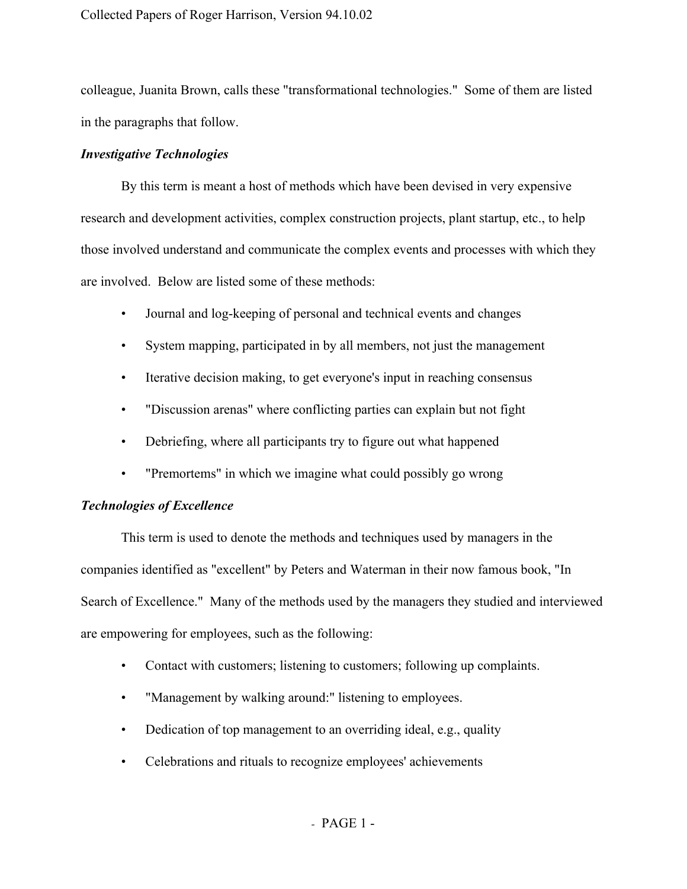colleague, Juanita Brown, calls these "transformational technologies." Some of them are listed in the paragraphs that follow.

***Investigative Technologies***

By this term is meant a host of methods which have been devised in very expensive research and development activities, complex construction projects, plant startup, etc., to help those involved understand and communicate the complex events and processes with which they are involved. Below are listed some of these methods:

- Journal and log-keeping of personal and technical events and changes
- System mapping, participated in by all members, not just the management
- Iterative decision making, to get everyone's input in reaching consensus
- "Discussion arenas" where conflicting parties can explain but not fight
- Debriefing, where all participants try to figure out what happened
- "Premortems" in which we imagine what could possibly go wrong

***Technologies of Excellence***

This term is used to denote the methods and techniques used by managers in the companies identified as "excellent" by Peters and Waterman in their now famous book, "In Search of Excellence." Many of the methods used by the managers they studied and interviewed are empowering for employees, such as the following:

- Contact with customers; listening to customers; following up complaints.
- "Management by walking around:" listening to employees.
- Dedication of top management to an overriding ideal, e.g., quality
- Celebrations and rituals to recognize employees' achievements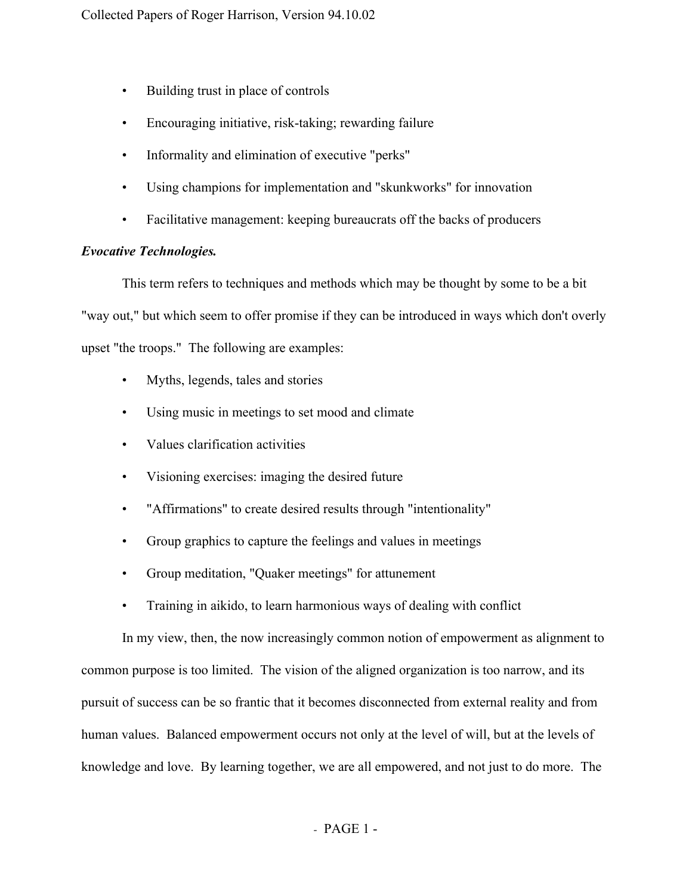- Building trust in place of controls
- Encouraging initiative, risk-taking; rewarding failure
- Informality and elimination of executive "perks"
- Using champions for implementation and "skunkworks" for innovation
- Facilitative management: keeping bureaucrats off the backs of producers

***Evocative Technologies.***

This term refers to techniques and methods which may be thought by some to be a bit "way out," but which seem to offer promise if they can be introduced in ways which don't overly upset "the troops." The following are examples:

- Myths, legends, tales and stories
- Using music in meetings to set mood and climate
- Values clarification activities
- Visioning exercises: imaging the desired future
- "Affirmations" to create desired results through "intentionality"
- Group graphics to capture the feelings and values in meetings
- Group meditation, "Quaker meetings" for attunement
- Training in aikido, to learn harmonious ways of dealing with conflict

In my view, then, the now increasingly common notion of empowerment as alignment to common purpose is too limited. The vision of the aligned organization is too narrow, and its pursuit of success can be so frantic that it becomes disconnected from external reality and from human values. Balanced empowerment occurs not only at the level of will, but at the levels of knowledge and love. By learning together, we are all empowered, and not just to do more. The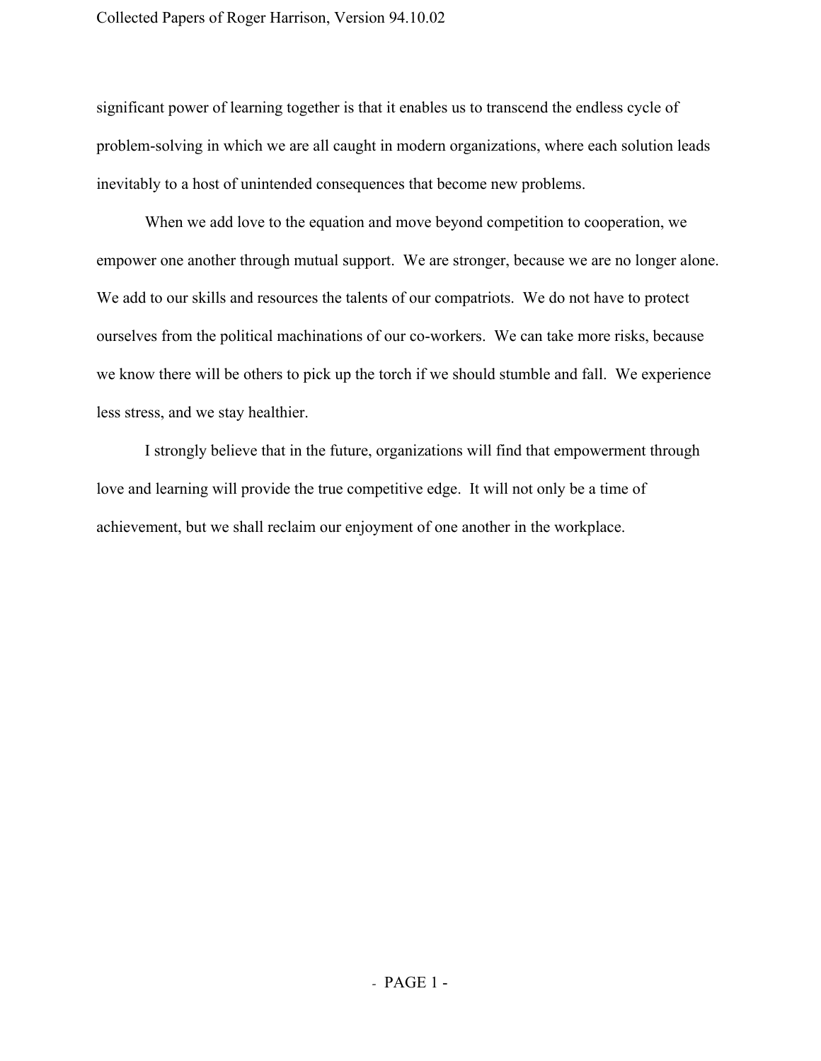significant power of learning together is that it enables us to transcend the endless cycle of problem-solving in which we are all caught in modern organizations, where each solution leads inevitably to a host of unintended consequences that become new problems.

When we add love to the equation and move beyond competition to cooperation, we empower one another through mutual support. We are stronger, because we are no longer alone. We add to our skills and resources the talents of our compatriots. We do not have to protect ourselves from the political machinations of our co-workers. We can take more risks, because we know there will be others to pick up the torch if we should stumble and fall. We experience less stress, and we stay healthier.

I strongly believe that in the future, organizations will find that empowerment through love and learning will provide the true competitive edge. It will not only be a time of achievement, but we shall reclaim our enjoyment of one another in the workplace.